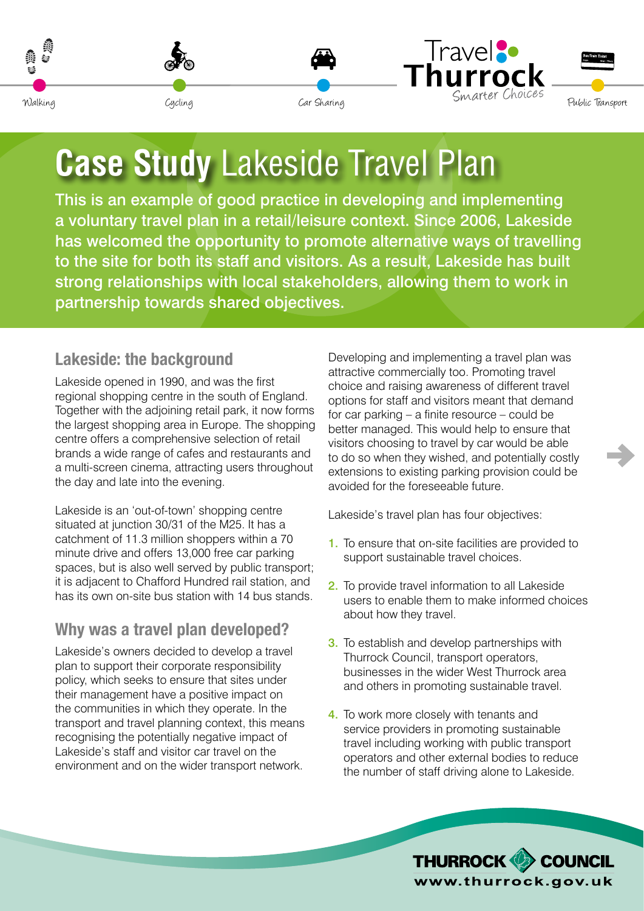Walking Cycling Car Sharing **Travel Thurrock** Smarter Choices Public Transport

# **Case Study** Lakeside Travel Plan

This is an example of good practice in developing and implementing a voluntary travel plan in a retail/leisure context. Since 2006, Lakeside has welcomed the opportunity to promote alternative ways of travelling to the site for both its staff and visitors. As a result, Lakeside has built strong relationships with local stakeholders, allowing them to work in partnership towards shared objectives.

## Lakeside: the background

Lakeside opened in 1990, and was the first regional shopping centre in the south of England. Together with the adjoining retail park, it now forms the largest shopping area in Europe. The shopping centre offers a comprehensive selection of retail brands a wide range of cafes and restaurants and a multi-screen cinema, attracting users throughout the day and late into the evening.

Lakeside is an 'out-of-town' shopping centre situated at junction 30/31 of the M25. It has a catchment of 11.3 million shoppers within a 70 minute drive and offers 13,000 free car parking spaces, but is also well served by public transport; it is adjacent to Chafford Hundred rail station, and has its own on-site bus station with 14 bus stands.

## Why was a travel plan developed?

Lakeside's owners decided to develop a travel plan to support their corporate responsibility policy, which seeks to ensure that sites under their management have a positive impact on the communities in which they operate. In the transport and travel planning context, this means recognising the potentially negative impact of Lakeside's staff and visitor car travel on the environment and on the wider transport network.

Developing and implementing a travel plan was attractive commercially too. Promoting travel choice and raising awareness of different travel options for staff and visitors meant that demand for car parking – a finite resource – could be better managed. This would help to ensure that visitors choosing to travel by car would be able to do so when they wished, and potentially costly extensions to existing parking provision could be avoided for the foreseeable future.

Lakeside's travel plan has four objectives:

1. To ensure that on-site facilities are provided to support sustainable travel choices.
2. To provide travel information to all Lakeside users to enable them to make informed choices about how they travel.
3. To establish and develop partnerships with Thurrock Council, transport operators, businesses in the wider West Thurrock area and others in promoting sustainable travel.
4. To work more closely with tenants and service providers in promoting sustainable travel including working with public transport operators and other external bodies to reduce the number of staff driving alone to Lakeside.

THURROCK COUNCIL
www.thurrock.gov.uk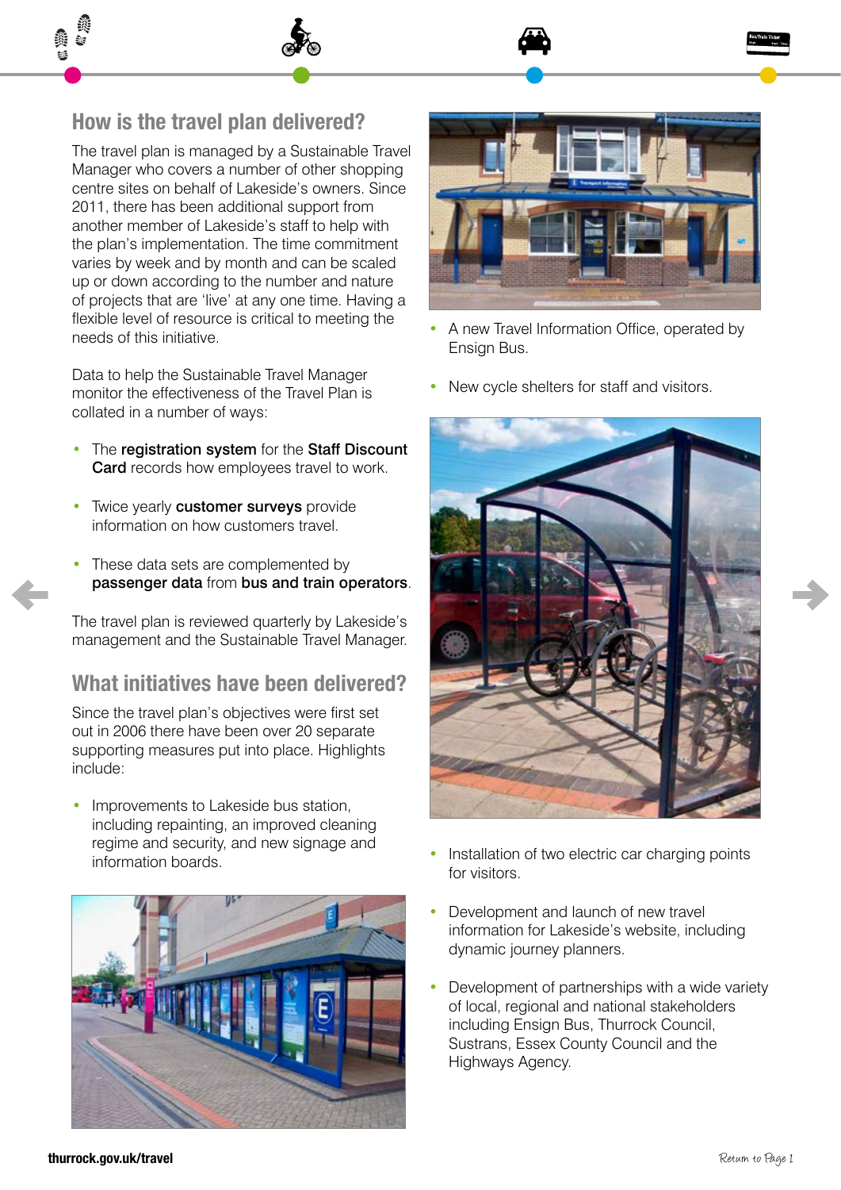## How is the travel plan delivered?

The travel plan is managed by a Sustainable Travel Manager who covers a number of other shopping centre sites on behalf of Lakeside's owners. Since 2011, there has been additional support from another member of Lakeside's staff to help with the plan's implementation. The time commitment varies by week and by month and can be scaled up or down according to the number and nature of projects that are 'live' at any one time. Having a flexible level of resource is critical to meeting the needs of this initiative.

Data to help the Sustainable Travel Manager monitor the effectiveness of the Travel Plan is collated in a number of ways:

- The **registration system** for the **Staff Discount Card** records how employees travel to work.
- Twice yearly **customer surveys** provide information on how customers travel.
- These data sets are complemented by **passenger data** from **bus and train operators**.

The travel plan is reviewed quarterly by Lakeside's management and the Sustainable Travel Manager.

## What initiatives have been delivered?

Since the travel plan's objectives were first set out in 2006 there have been over 20 separate supporting measures put into place. Highlights include:

- Improvements to Lakeside bus station, including repainting, an improved cleaning regime and security, and new signage and information boards.
- A new Travel Information Office, operated by Ensign Bus.
- New cycle shelters for staff and visitors.
- Installation of two electric car charging points for visitors.
- Development and launch of new travel information for Lakeside's website, including dynamic journey planners.
- Development of partnerships with a wide variety of local, regional and national stakeholders including Ensign Bus, Thurrock Council, Sustrans, Essex County Council and the Highways Agency.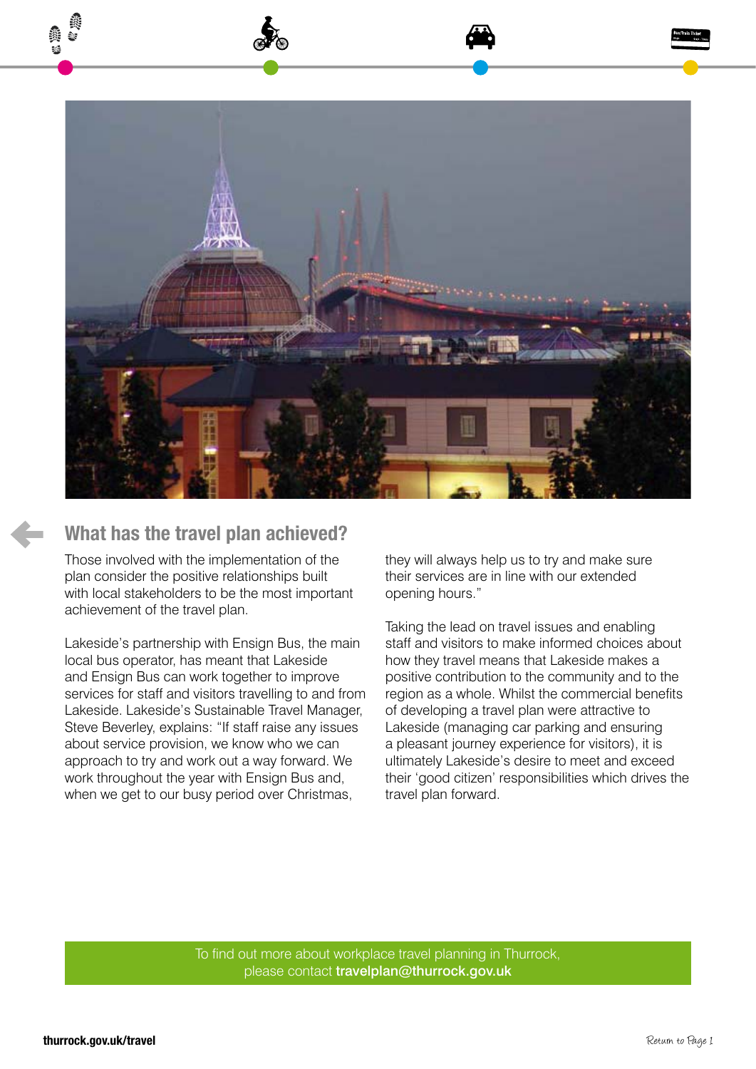## What has the travel plan achieved?

Those involved with the implementation of the plan consider the positive relationships built with local stakeholders to be the most important achievement of the travel plan.

Lakeside's partnership with Ensign Bus, the main local bus operator, has meant that Lakeside and Ensign Bus can work together to improve services for staff and visitors travelling to and from Lakeside. Lakeside's Sustainable Travel Manager, Steve Beverley, explains: "If staff raise any issues about service provision, we know who we can approach to try and work out a way forward. We work throughout the year with Ensign Bus and, when we get to our busy period over Christmas, they will always help us to try and make sure their services are in line with our extended opening hours."

Taking the lead on travel issues and enabling staff and visitors to make informed choices about how they travel means that Lakeside makes a positive contribution to the community and to the region as a whole. Whilst the commercial benefits of developing a travel plan were attractive to Lakeside (managing car parking and ensuring a pleasant journey experience for visitors), it is ultimately Lakeside's desire to meet and exceed their 'good citizen' responsibilities which drives the travel plan forward.

To find out more about workplace travel planning in Thurrock, please contact **travelplan@thurrock.gov.uk**

**thurrock.gov.uk/travel**

Return to Page 1